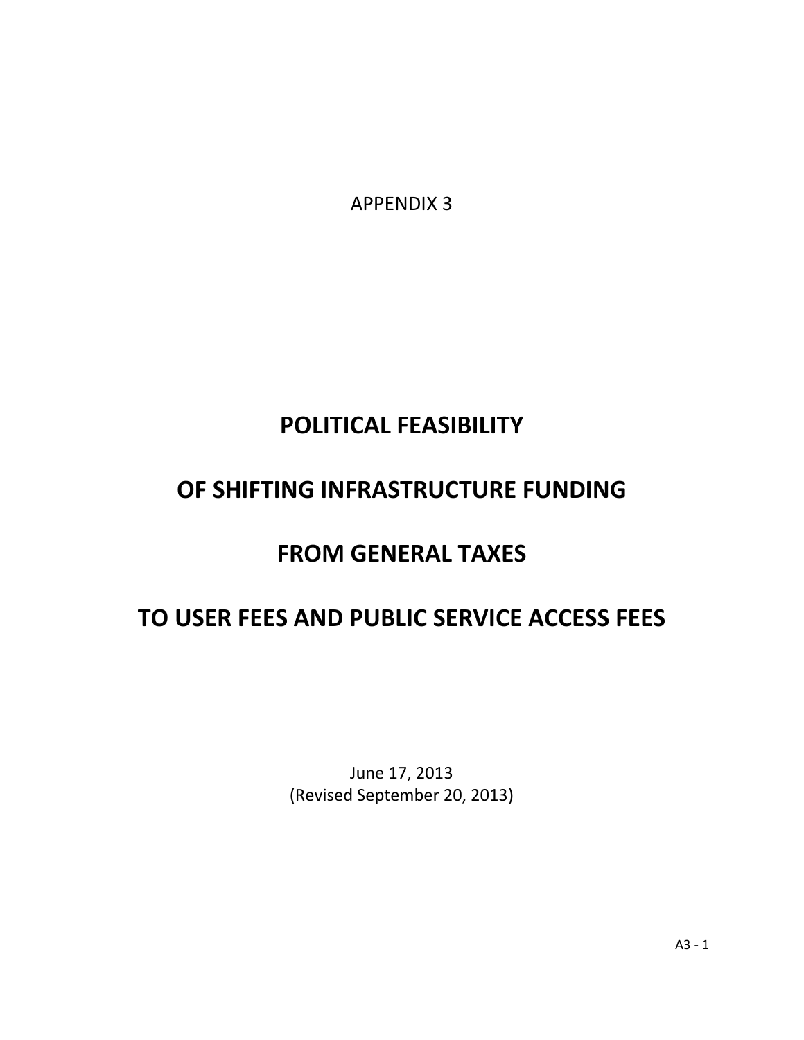APPENDIX 3

# POLITICAL FEASIBILITY

# OF SHIFTING INFRASTRUCTURE FUNDING

# FROM GENERAL TAXES

# TO USER FEES AND PUBLIC SERVICE ACCESS FEES

June 17, 2013
(Revised September 20, 2013)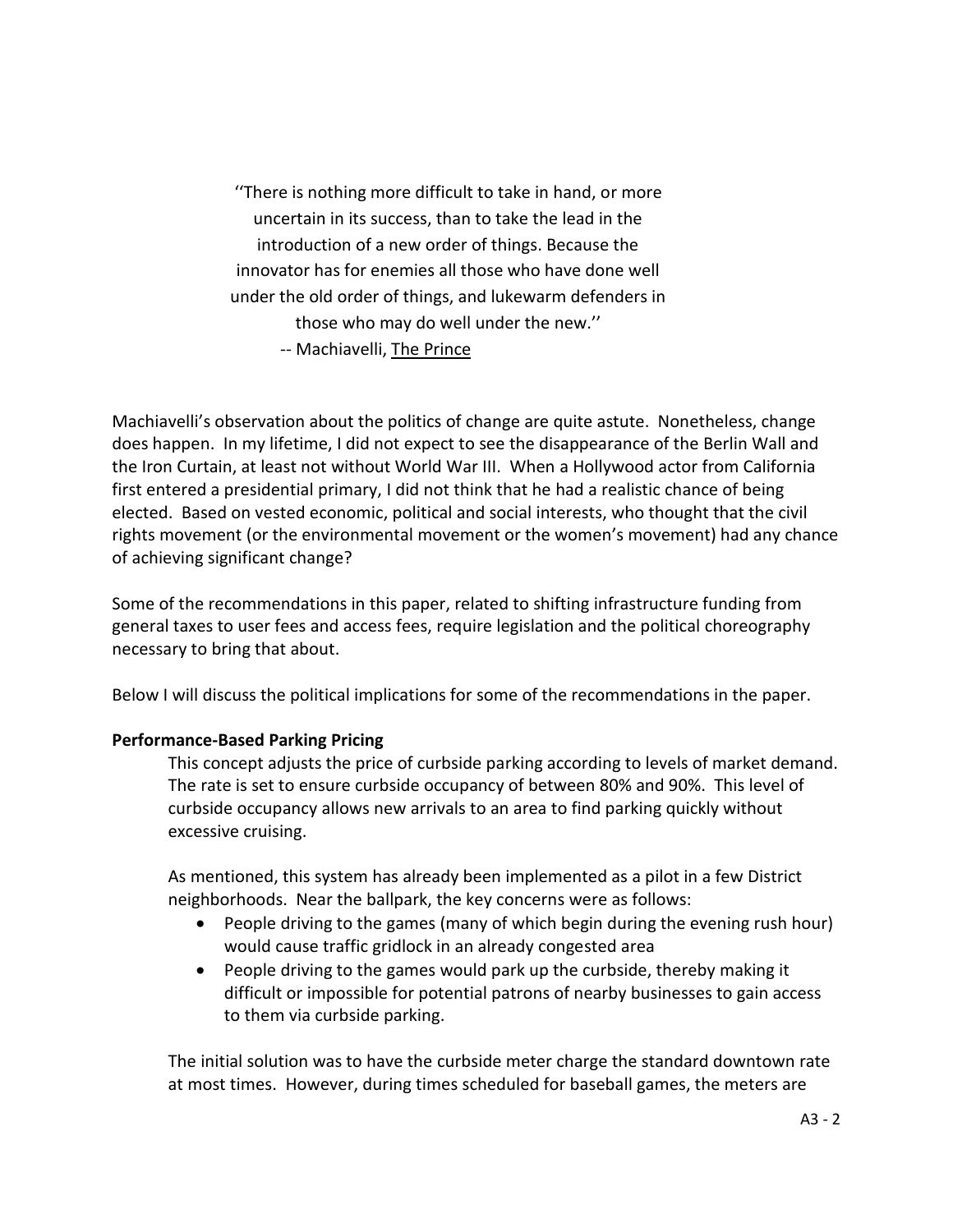''There is nothing more difficult to take in hand, or more uncertain in its success, than to take the lead in the introduction of a new order of things. Because the innovator has for enemies all those who have done well under the old order of things, and lukewarm defenders in those who may do well under the new.''

-- Machiavelli, The Prince

Machiavelli's observation about the politics of change are quite astute. Nonetheless, change does happen. In my lifetime, I did not expect to see the disappearance of the Berlin Wall and the Iron Curtain, at least not without World War III. When a Hollywood actor from California first entered a presidential primary, I did not think that he had a realistic chance of being elected. Based on vested economic, political and social interests, who thought that the civil rights movement (or the environmental movement or the women's movement) had any chance of achieving significant change?

Some of the recommendations in this paper, related to shifting infrastructure funding from general taxes to user fees and access fees, require legislation and the political choreography necessary to bring that about.

Below I will discuss the political implications for some of the recommendations in the paper.

**Performance-Based Parking Pricing**

This concept adjusts the price of curbside parking according to levels of market demand. The rate is set to ensure curbside occupancy of between 80% and 90%. This level of curbside occupancy allows new arrivals to an area to find parking quickly without excessive cruising.

As mentioned, this system has already been implemented as a pilot in a few District neighborhoods. Near the ballpark, the key concerns were as follows:

- People driving to the games (many of which begin during the evening rush hour) would cause traffic gridlock in an already congested area
- People driving to the games would park up the curbside, thereby making it difficult or impossible for potential patrons of nearby businesses to gain access to them via curbside parking.

The initial solution was to have the curbside meter charge the standard downtown rate at most times. However, during times scheduled for baseball games, the meters are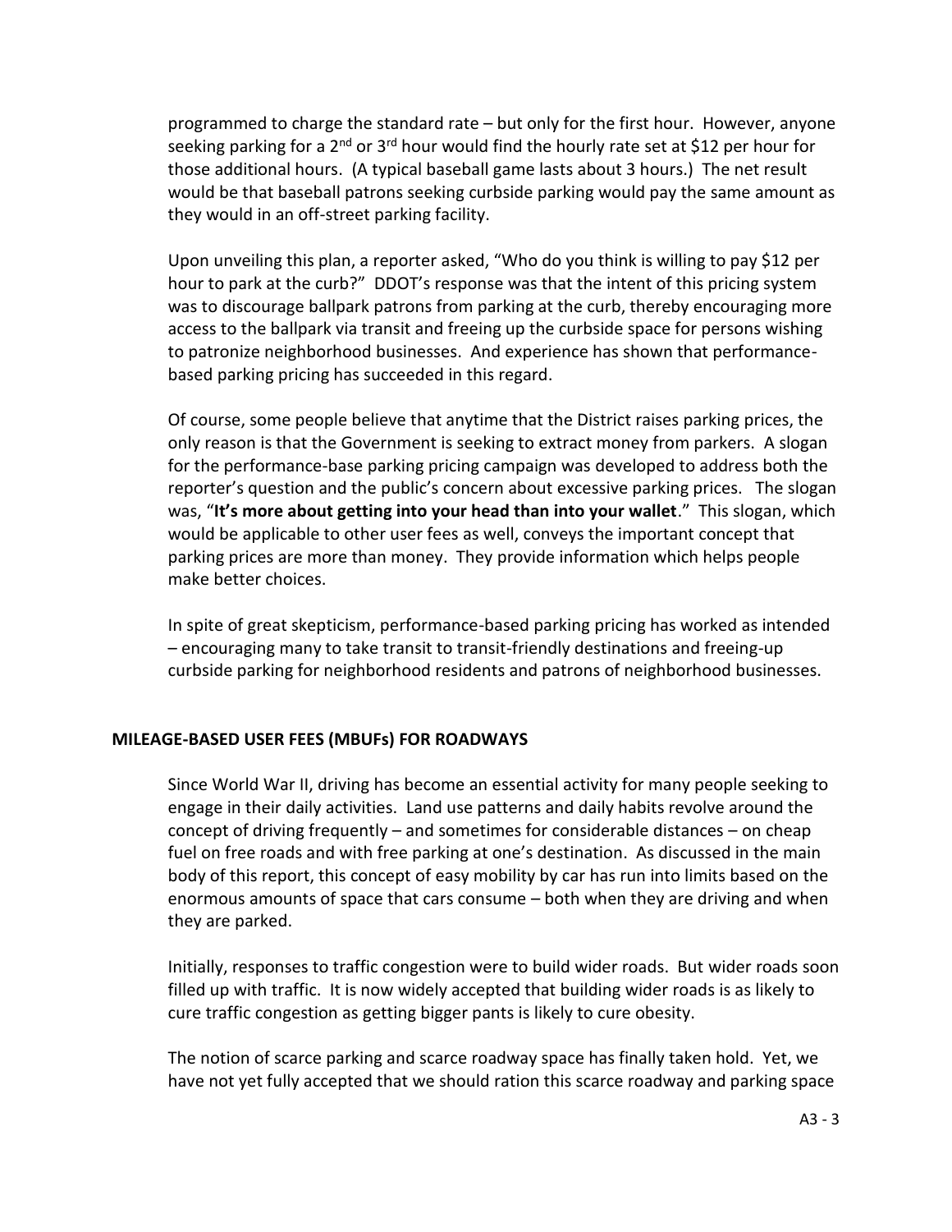programmed to charge the standard rate – but only for the first hour. However, anyone seeking parking for a 2nd or 3rd hour would find the hourly rate set at $12 per hour for those additional hours. (A typical baseball game lasts about 3 hours.) The net result would be that baseball patrons seeking curbside parking would pay the same amount as they would in an off-street parking facility.

Upon unveiling this plan, a reporter asked, "Who do you think is willing to pay $12 per hour to park at the curb?" DDOT's response was that the intent of this pricing system was to discourage ballpark patrons from parking at the curb, thereby encouraging more access to the ballpark via transit and freeing up the curbside space for persons wishing to patronize neighborhood businesses. And experience has shown that performance-based parking pricing has succeeded in this regard.

Of course, some people believe that anytime that the District raises parking prices, the only reason is that the Government is seeking to extract money from parkers. A slogan for the performance-base parking pricing campaign was developed to address both the reporter's question and the public's concern about excessive parking prices. The slogan was, "**It's more about getting into your head than into your wallet**." This slogan, which would be applicable to other user fees as well, conveys the important concept that parking prices are more than money. They provide information which helps people make better choices.

In spite of great skepticism, performance-based parking pricing has worked as intended – encouraging many to take transit to transit-friendly destinations and freeing-up curbside parking for neighborhood residents and patrons of neighborhood businesses.

## MILEAGE-BASED USER FEES (MBUFs) FOR ROADWAYS

Since World War II, driving has become an essential activity for many people seeking to engage in their daily activities. Land use patterns and daily habits revolve around the concept of driving frequently – and sometimes for considerable distances – on cheap fuel on free roads and with free parking at one's destination. As discussed in the main body of this report, this concept of easy mobility by car has run into limits based on the enormous amounts of space that cars consume – both when they are driving and when they are parked.

Initially, responses to traffic congestion were to build wider roads. But wider roads soon filled up with traffic. It is now widely accepted that building wider roads is as likely to cure traffic congestion as getting bigger pants is likely to cure obesity.

The notion of scarce parking and scarce roadway space has finally taken hold. Yet, we have not yet fully accepted that we should ration this scarce roadway and parking space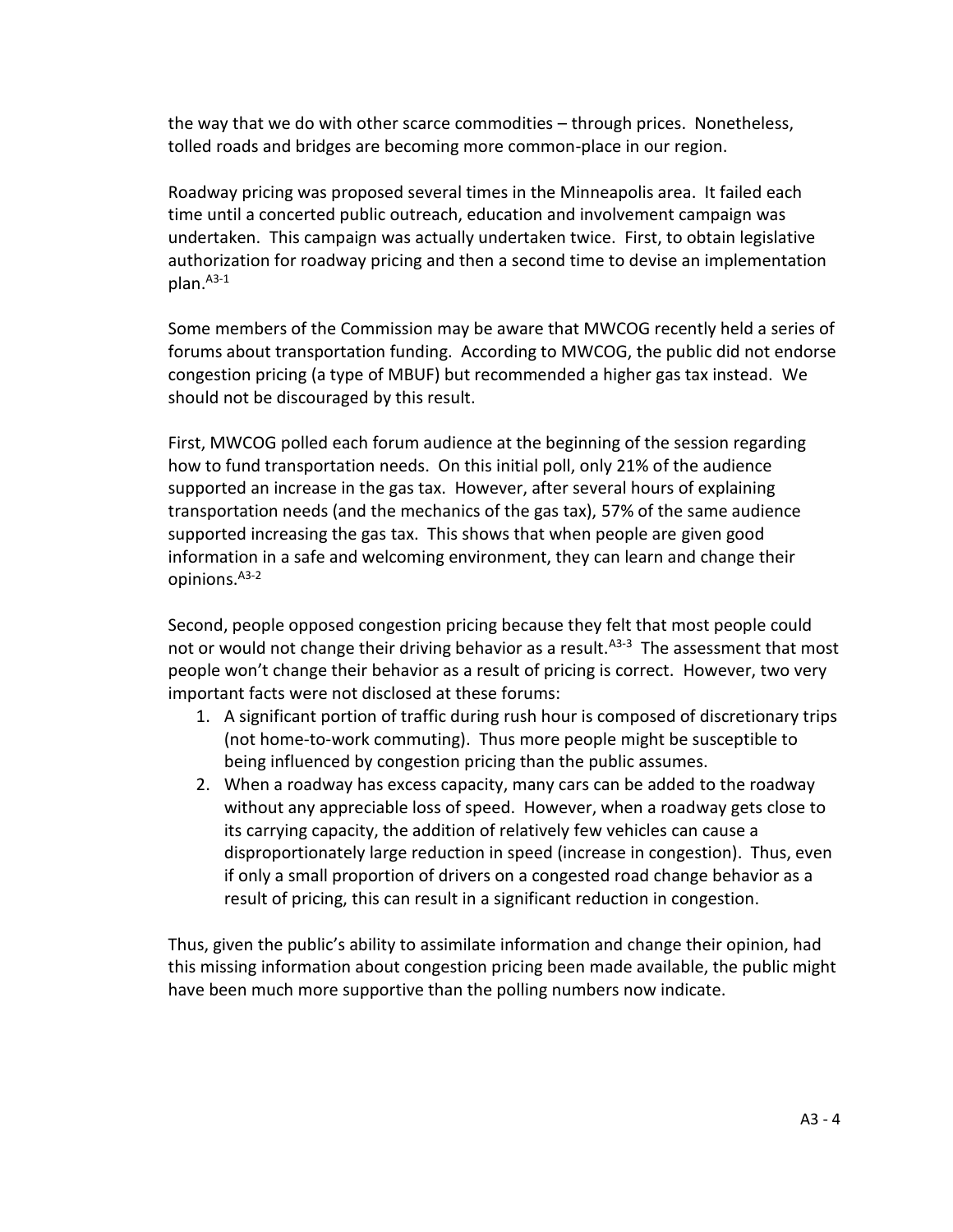the way that we do with other scarce commodities – through prices. Nonetheless, tolled roads and bridges are becoming more common-place in our region.

Roadway pricing was proposed several times in the Minneapolis area. It failed each time until a concerted public outreach, education and involvement campaign was undertaken. This campaign was actually undertaken twice. First, to obtain legislative authorization for roadway pricing and then a second time to devise an implementation plan.[A3-1]

Some members of the Commission may be aware that MWCOG recently held a series of forums about transportation funding. According to MWCOG, the public did not endorse congestion pricing (a type of MBUF) but recommended a higher gas tax instead. We should not be discouraged by this result.

First, MWCOG polled each forum audience at the beginning of the session regarding how to fund transportation needs. On this initial poll, only 21% of the audience supported an increase in the gas tax. However, after several hours of explaining transportation needs (and the mechanics of the gas tax), 57% of the same audience supported increasing the gas tax. This shows that when people are given good information in a safe and welcoming environment, they can learn and change their opinions.[A3-2]

Second, people opposed congestion pricing because they felt that most people could not or would not change their driving behavior as a result.[A3-3] The assessment that most people won't change their behavior as a result of pricing is correct. However, two very important facts were not disclosed at these forums:

1. A significant portion of traffic during rush hour is composed of discretionary trips (not home-to-work commuting). Thus more people might be susceptible to being influenced by congestion pricing than the public assumes.
2. When a roadway has excess capacity, many cars can be added to the roadway without any appreciable loss of speed. However, when a roadway gets close to its carrying capacity, the addition of relatively few vehicles can cause a disproportionately large reduction in speed (increase in congestion). Thus, even if only a small proportion of drivers on a congested road change behavior as a result of pricing, this can result in a significant reduction in congestion.

Thus, given the public's ability to assimilate information and change their opinion, had this missing information about congestion pricing been made available, the public might have been much more supportive than the polling numbers now indicate.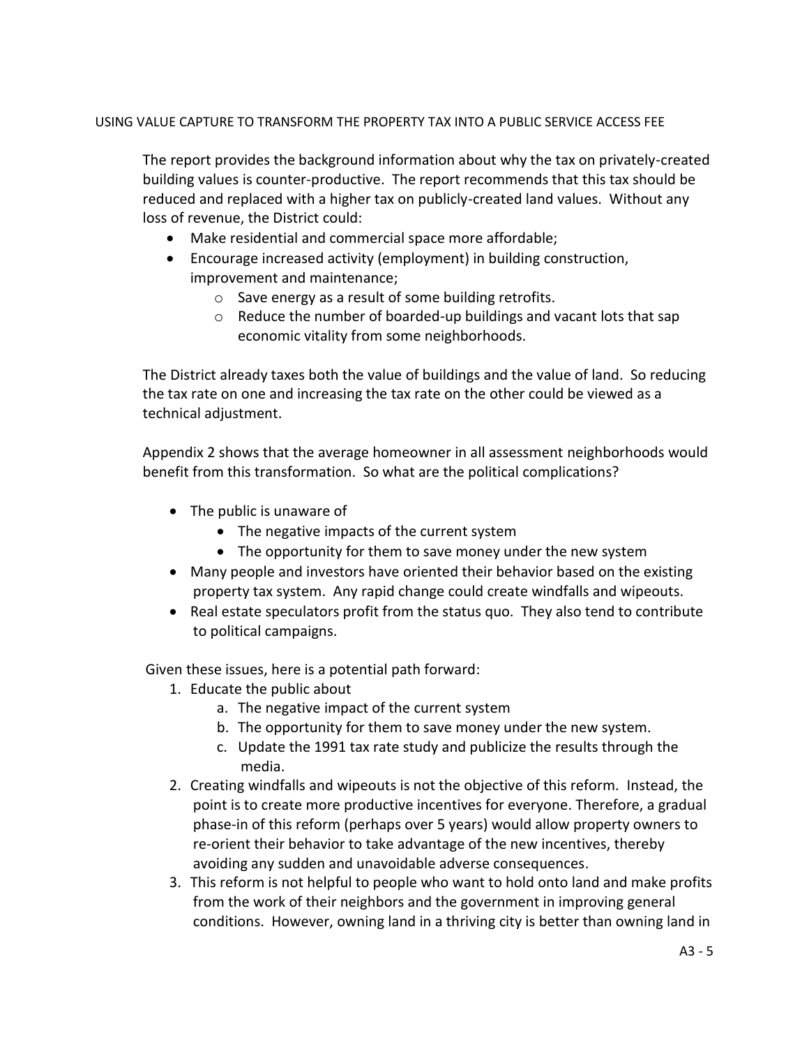USING VALUE CAPTURE TO TRANSFORM THE PROPERTY TAX INTO A PUBLIC SERVICE ACCESS FEE

The report provides the background information about why the tax on privately-created building values is counter-productive. The report recommends that this tax should be reduced and replaced with a higher tax on publicly-created land values. Without any loss of revenue, the District could:

- Make residential and commercial space more affordable;
- Encourage increased activity (employment) in building construction, improvement and maintenance;
    - Save energy as a result of some building retrofits.
    - Reduce the number of boarded-up buildings and vacant lots that sap economic vitality from some neighborhoods.

The District already taxes both the value of buildings and the value of land. So reducing the tax rate on one and increasing the tax rate on the other could be viewed as a technical adjustment.

Appendix 2 shows that the average homeowner in all assessment neighborhoods would benefit from this transformation. So what are the political complications?

- The public is unaware of
    - The negative impacts of the current system
    - The opportunity for them to save money under the new system
- Many people and investors have oriented their behavior based on the existing property tax system. Any rapid change could create windfalls and wipeouts.
- Real estate speculators profit from the status quo. They also tend to contribute to political campaigns.

Given these issues, here is a potential path forward:

1. Educate the public about
    a. The negative impact of the current system
    b. The opportunity for them to save money under the new system.
    c. Update the 1991 tax rate study and publicize the results through the media.
2. Creating windfalls and wipeouts is not the objective of this reform. Instead, the point is to create more productive incentives for everyone. Therefore, a gradual phase-in of this reform (perhaps over 5 years) would allow property owners to re-orient their behavior to take advantage of the new incentives, thereby avoiding any sudden and unavoidable adverse consequences.
3. This reform is not helpful to people who want to hold onto land and make profits from the work of their neighbors and the government in improving general conditions. However, owning land in a thriving city is better than owning land in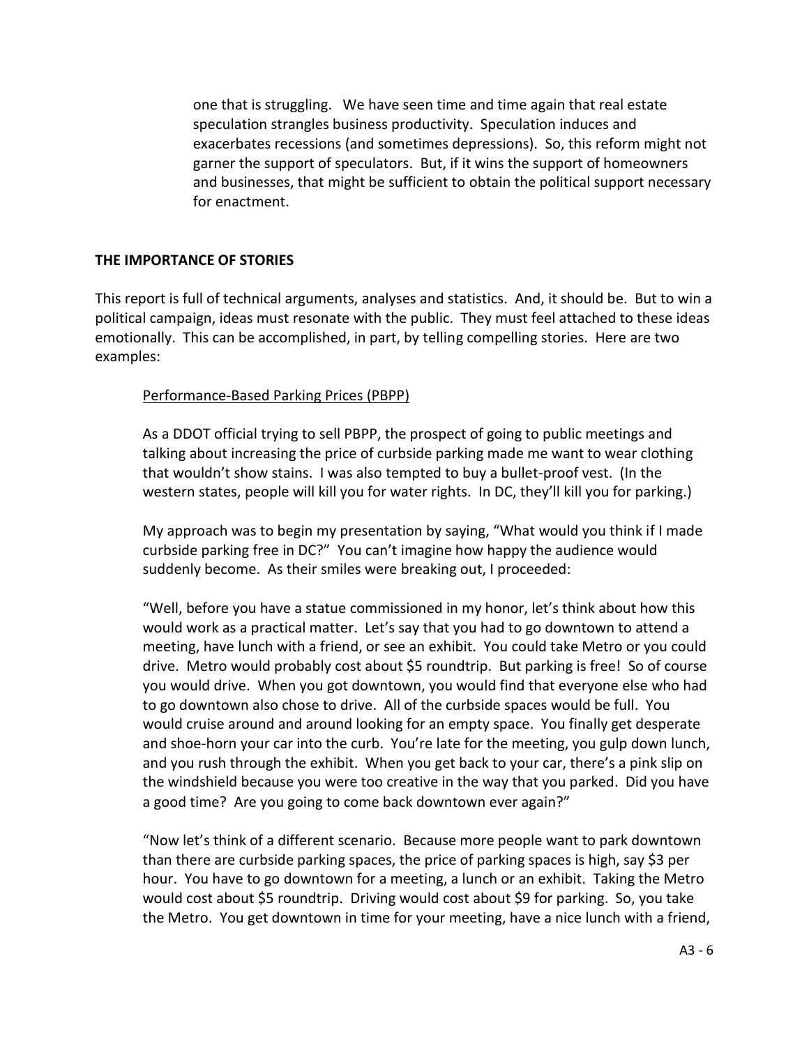one that is struggling. We have seen time and time again that real estate speculation strangles business productivity. Speculation induces and exacerbates recessions (and sometimes depressions). So, this reform might not garner the support of speculators. But, if it wins the support of homeowners and businesses, that might be sufficient to obtain the political support necessary for enactment.

## THE IMPORTANCE OF STORIES

This report is full of technical arguments, analyses and statistics. And, it should be. But to win a political campaign, ideas must resonate with the public. They must feel attached to these ideas emotionally. This can be accomplished, in part, by telling compelling stories. Here are two examples:

### Performance-Based Parking Prices (PBPP)

As a DDOT official trying to sell PBPP, the prospect of going to public meetings and talking about increasing the price of curbside parking made me want to wear clothing that wouldn't show stains. I was also tempted to buy a bullet-proof vest. (In the western states, people will kill you for water rights. In DC, they'll kill you for parking.)

My approach was to begin my presentation by saying, "What would you think if I made curbside parking free in DC?" You can't imagine how happy the audience would suddenly become. As their smiles were breaking out, I proceeded:

"Well, before you have a statue commissioned in my honor, let's think about how this would work as a practical matter. Let's say that you had to go downtown to attend a meeting, have lunch with a friend, or see an exhibit. You could take Metro or you could drive. Metro would probably cost about $5 roundtrip. But parking is free! So of course you would drive. When you got downtown, you would find that everyone else who had to go downtown also chose to drive. All of the curbside spaces would be full. You would cruise around and around looking for an empty space. You finally get desperate and shoe-horn your car into the curb. You're late for the meeting, you gulp down lunch, and you rush through the exhibit. When you get back to your car, there's a pink slip on the windshield because you were too creative in the way that you parked. Did you have a good time? Are you going to come back downtown ever again?"

"Now let's think of a different scenario. Because more people want to park downtown than there are curbside parking spaces, the price of parking spaces is high, say $3 per hour. You have to go downtown for a meeting, a lunch or an exhibit. Taking the Metro would cost about $5 roundtrip. Driving would cost about $9 for parking. So, you take the Metro. You get downtown in time for your meeting, have a nice lunch with a friend,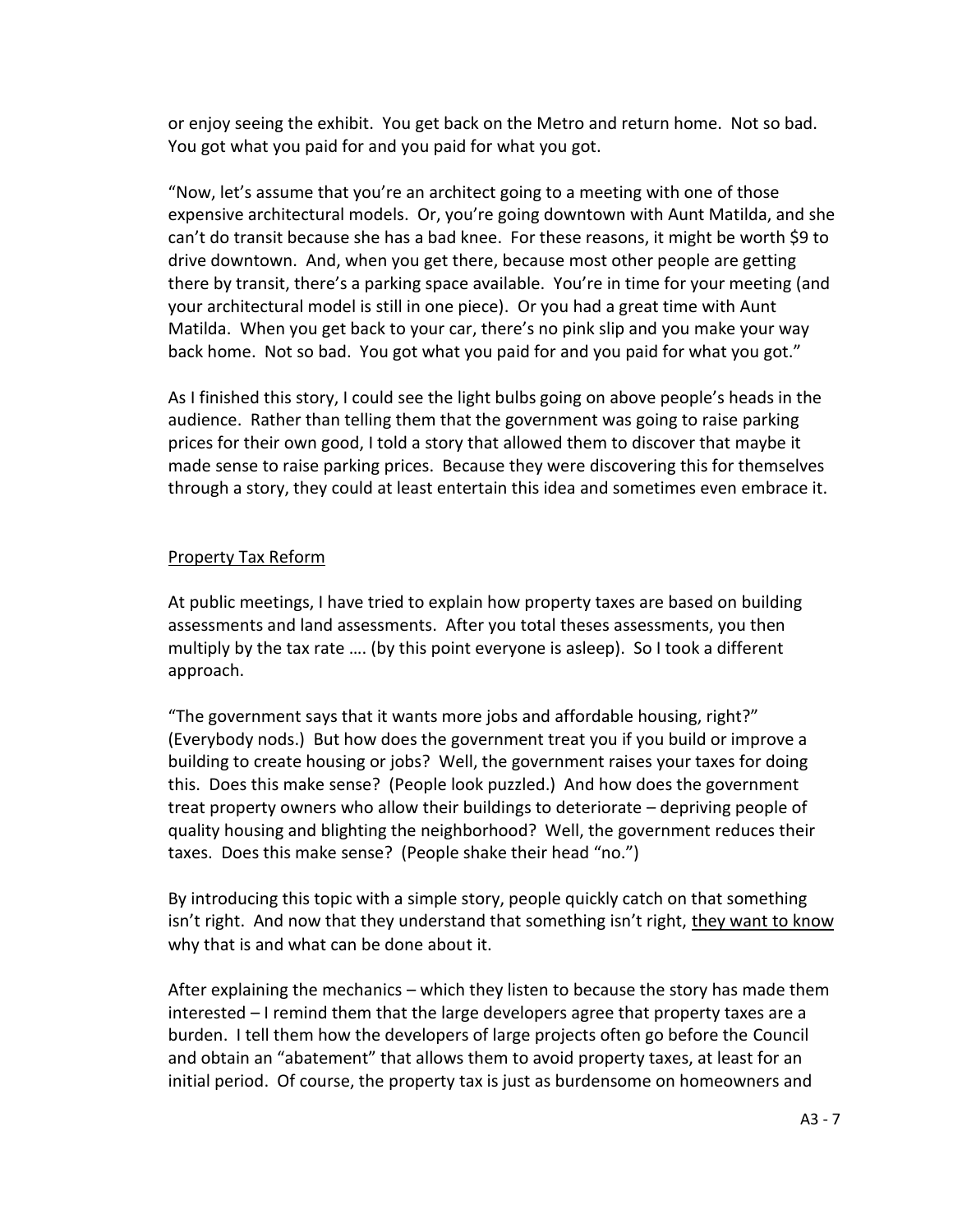or enjoy seeing the exhibit. You get back on the Metro and return home. Not so bad. You got what you paid for and you paid for what you got.

"Now, let's assume that you're an architect going to a meeting with one of those expensive architectural models. Or, you're going downtown with Aunt Matilda, and she can't do transit because she has a bad knee. For these reasons, it might be worth $9 to drive downtown. And, when you get there, because most other people are getting there by transit, there's a parking space available. You're in time for your meeting (and your architectural model is still in one piece). Or you had a great time with Aunt Matilda. When you get back to your car, there's no pink slip and you make your way back home. Not so bad. You got what you paid for and you paid for what you got."

As I finished this story, I could see the light bulbs going on above people's heads in the audience. Rather than telling them that the government was going to raise parking prices for their own good, I told a story that allowed them to discover that maybe it made sense to raise parking prices. Because they were discovering this for themselves through a story, they could at least entertain this idea and sometimes even embrace it.

<u>Property Tax Reform</u>

At public meetings, I have tried to explain how property taxes are based on building assessments and land assessments. After you total theses assessments, you then multiply by the tax rate …. (by this point everyone is asleep). So I took a different approach.

"The government says that it wants more jobs and affordable housing, right?" (Everybody nods.) But how does the government treat you if you build or improve a building to create housing or jobs? Well, the government raises your taxes for doing this. Does this make sense? (People look puzzled.) And how does the government treat property owners who allow their buildings to deteriorate – depriving people of quality housing and blighting the neighborhood? Well, the government reduces their taxes. Does this make sense? (People shake their head "no.")

By introducing this topic with a simple story, people quickly catch on that something isn't right. And now that they understand that something isn't right, <u>they want to know</u> why that is and what can be done about it.

After explaining the mechanics – which they listen to because the story has made them interested – I remind them that the large developers agree that property taxes are a burden. I tell them how the developers of large projects often go before the Council and obtain an "abatement" that allows them to avoid property taxes, at least for an initial period. Of course, the property tax is just as burdensome on homeowners and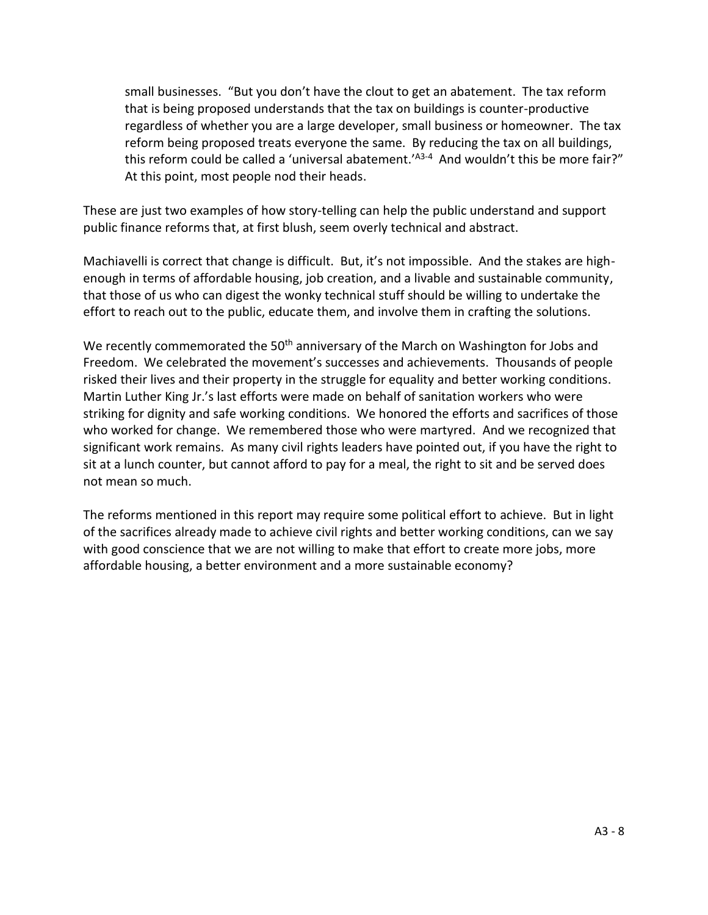small businesses. "But you don't have the clout to get an abatement. The tax reform that is being proposed understands that the tax on buildings is counter-productive regardless of whether you are a large developer, small business or homeowner. The tax reform being proposed treats everyone the same. By reducing the tax on all buildings, this reform could be called a 'universal abatement.'[A3-4] And wouldn't this be more fair?" At this point, most people nod their heads.

These are just two examples of how story-telling can help the public understand and support public finance reforms that, at first blush, seem overly technical and abstract.

Machiavelli is correct that change is difficult. But, it's not impossible. And the stakes are high-enough in terms of affordable housing, job creation, and a livable and sustainable community, that those of us who can digest the wonky technical stuff should be willing to undertake the effort to reach out to the public, educate them, and involve them in crafting the solutions.

We recently commemorated the 50th anniversary of the March on Washington for Jobs and Freedom. We celebrated the movement's successes and achievements. Thousands of people risked their lives and their property in the struggle for equality and better working conditions. Martin Luther King Jr.'s last efforts were made on behalf of sanitation workers who were striking for dignity and safe working conditions. We honored the efforts and sacrifices of those who worked for change. We remembered those who were martyred. And we recognized that significant work remains. As many civil rights leaders have pointed out, if you have the right to sit at a lunch counter, but cannot afford to pay for a meal, the right to sit and be served does not mean so much.

The reforms mentioned in this report may require some political effort to achieve. But in light of the sacrifices already made to achieve civil rights and better working conditions, can we say with good conscience that we are not willing to make that effort to create more jobs, more affordable housing, a better environment and a more sustainable economy?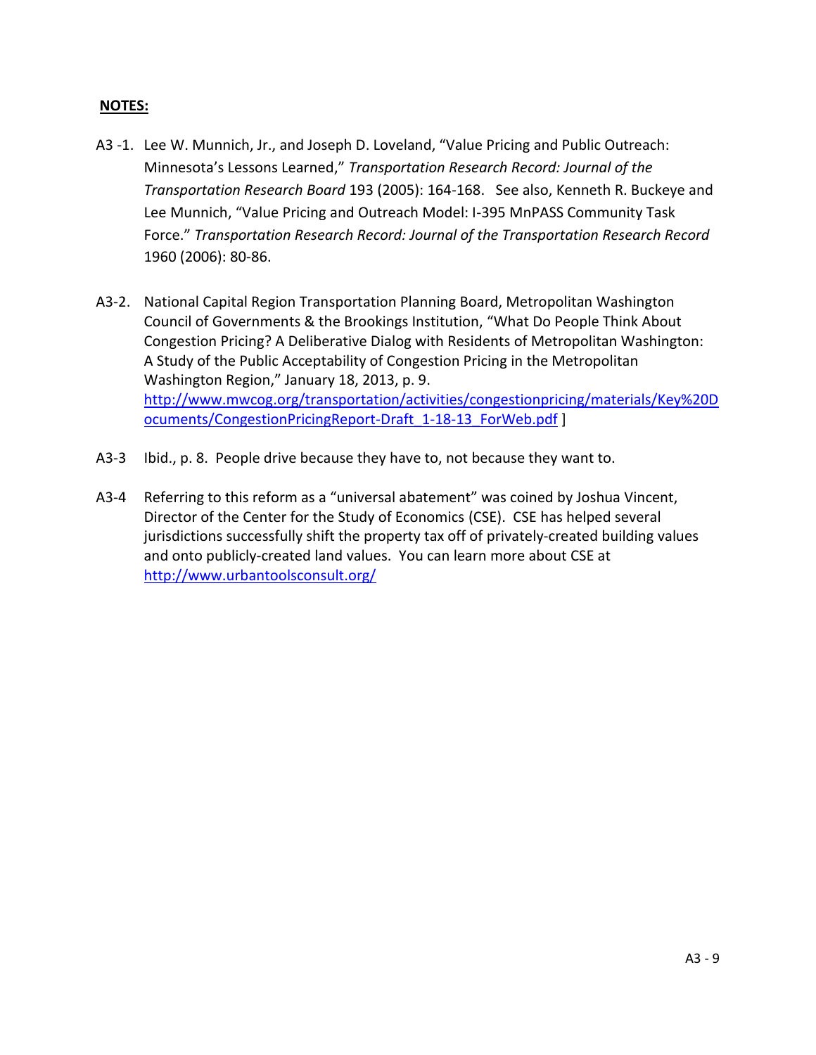**NOTES:**

A3 -1. Lee W. Munnich, Jr., and Joseph D. Loveland, "Value Pricing and Public Outreach: Minnesota's Lessons Learned," *Transportation Research Record: Journal of the Transportation Research Board* 193 (2005): 164-168. See also, Kenneth R. Buckeye and Lee Munnich, "Value Pricing and Outreach Model: I-395 MnPASS Community Task Force." *Transportation Research Record: Journal of the Transportation Research Record* 1960 (2006): 80-86.

A3-2. National Capital Region Transportation Planning Board, Metropolitan Washington Council of Governments & the Brookings Institution, "What Do People Think About Congestion Pricing? A Deliberative Dialog with Residents of Metropolitan Washington: A Study of the Public Acceptability of Congestion Pricing in the Metropolitan Washington Region," January 18, 2013, p. 9. [http://www.mwcog.org/transportation/activities/congestionpricing/materials/Key%20Documents/CongestionPricingReport-Draft_1-18-13_ForWeb.pdf](http://www.mwcog.org/transportation/activities/congestionpricing/materials/Key%20Documents/CongestionPricingReport-Draft_1-18-13_ForWeb.pdf) ]

A3-3 Ibid., p. 8. People drive because they have to, not because they want to.

A3-4 Referring to this reform as a "universal abatement" was coined by Joshua Vincent, Director of the Center for the Study of Economics (CSE). CSE has helped several jurisdictions successfully shift the property tax off of privately-created building values and onto publicly-created land values. You can learn more about CSE at [http://www.urbantoolsconsult.org/](http://www.urbantoolsconsult.org/)